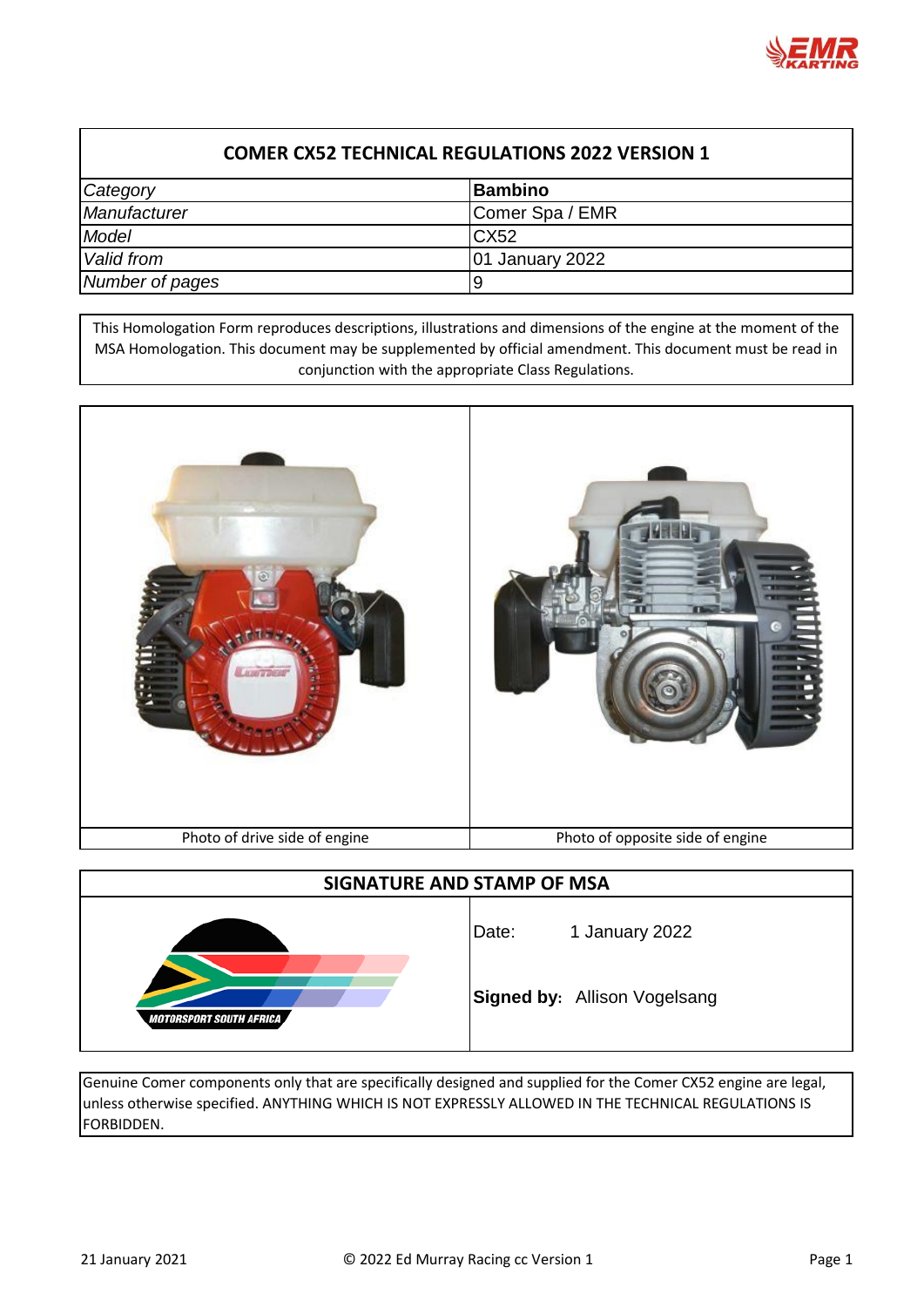# COMER CX52 TECHNICAL REGULATIONS 2022 VERSION 1

| | |
|---|---|
| *Category* | **Bambino** |
| *Manufacturer* | Comer Spa / EMR |
| *Model* | CX52 |
| *Valid from* | 01 January 2022 |
| *Number of pages* | 9 |

This Homologation Form reproduces descriptions, illustrations and dimensions of the engine at the moment of the MSA Homologation. This document may be supplemented by official amendment. This document must be read in conjunction with the appropriate Class Regulations.

| Photo of drive side of engine | Photo of opposite side of engine |
|---|---|

## SIGNATURE AND STAMP OF MSA

MOTORSPORT SOUTH AFRICA

Date: 1 January 2022

**Signed by:** Allison Vogelsang

Genuine Comer components only that are specifically designed and supplied for the Comer CX52 engine are legal, unless otherwise specified. ANYTHING WHICH IS NOT EXPRESSLY ALLOWED IN THE TECHNICAL REGULATIONS IS FORBIDDEN.

21 January 2021 © 2022 Ed Murray Racing cc Version 1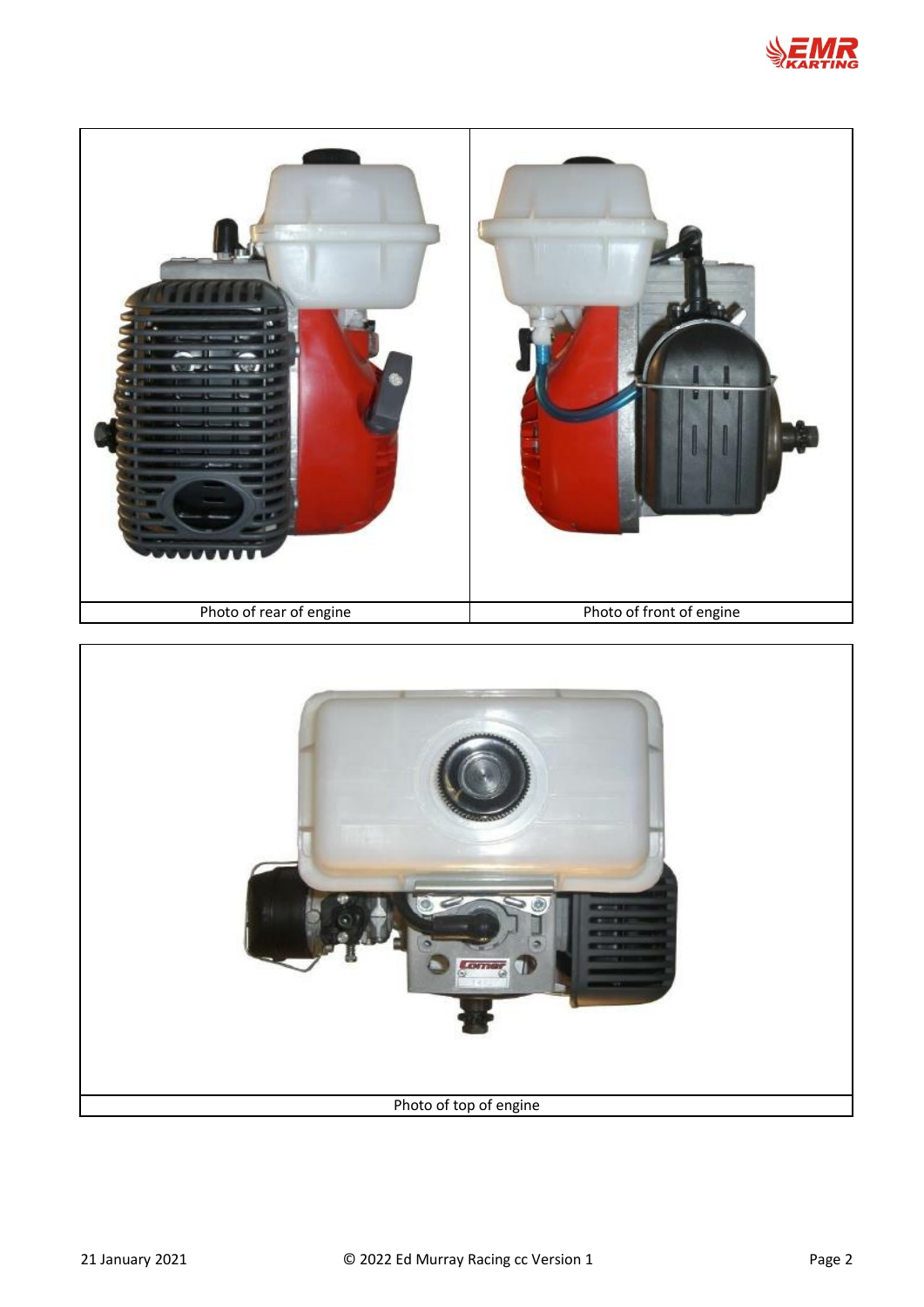| Photo of rear of engine | Photo of front of engine |
| --- | --- |

Photo of top of engine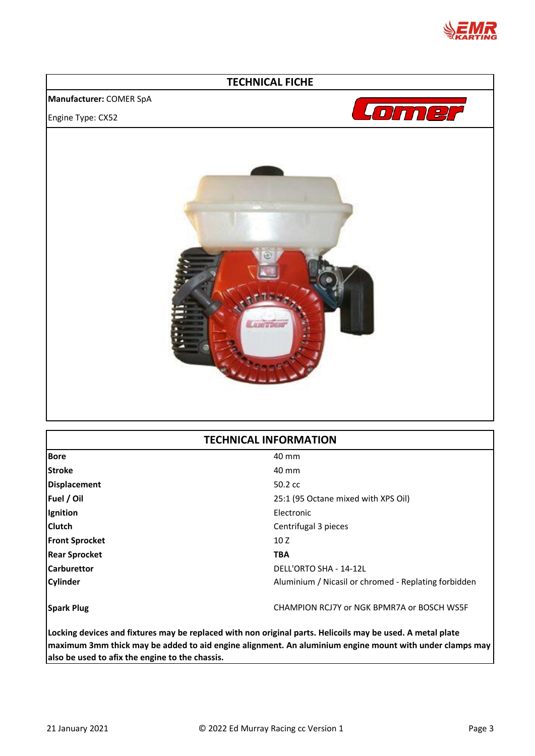## TECHNICAL FICHE

**Manufacturer:** COMER SpA

Engine Type: CX52

## TECHNICAL INFORMATION

| | |
|---|---|
| **Bore** | 40 mm |
| **Stroke** | 40 mm |
| **Displacement** | 50.2 cc |
| **Fuel / Oil** | 25:1 (95 Octane mixed with XPS Oil) |
| **Ignition** | Electronic |
| **Clutch** | Centrifugal 3 pieces |
| **Front Sprocket** | 10 Z |
| **Rear Sprocket** | **TBA** |
| **Carburettor** | DELL'ORTO SHA - 14-12L |
| **Cylinder** | Aluminium / Nicasil or chromed - Replating forbidden |
| **Spark Plug** | CHAMPION RCJ7Y or NGK BPMR7A or BOSCH WS5F |

**Locking devices and fixtures may be replaced with non original parts. Helicoils may be used. A metal plate maximum 3mm thick may be added to aid engine alignment. An aluminium engine mount with under clamps may also be used to afix the engine to the chassis.**

21 January 2021 © 2022 Ed Murray Racing cc Version 1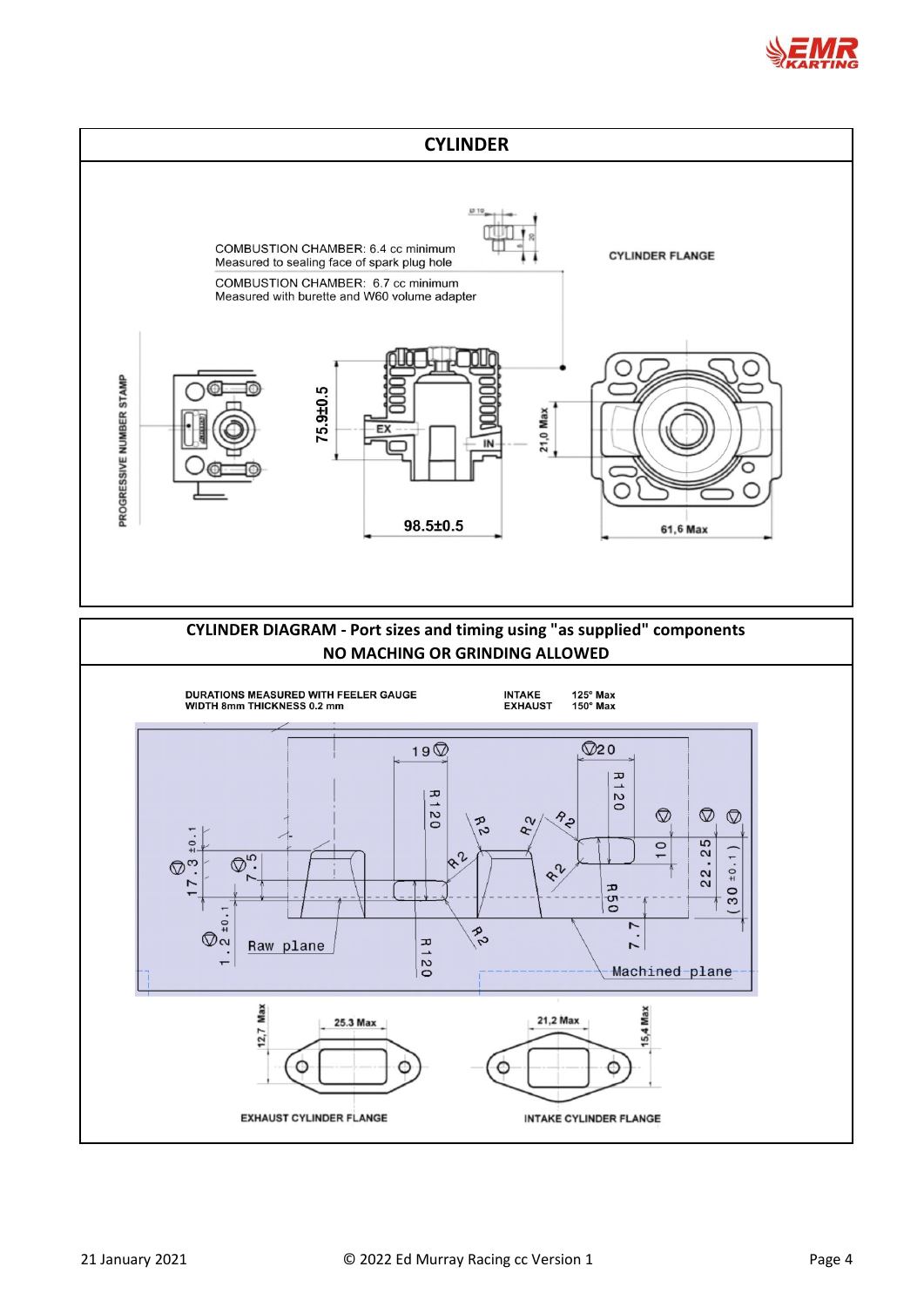## CYLINDER

COMBUSTION CHAMBER: 6.4 cc minimum
Measured to sealing face of spark plug hole

COMBUSTION CHAMBER: 6.7 cc minimum
Measured with burette and W60 volume adapter

CYLINDER FLANGE

PROGRESSIVE NUMBER STAMP

75.9±0.5

98.5±0.5

21,0 Max

61,6 Max

EX

IN

## CYLINDER DIAGRAM - Port sizes and timing using "as supplied" components

## NO MACHING OR GRINDING ALLOWED

DURATIONS MEASURED WITH FEELER GAUGE WIDTH 8mm THICKNESS 0.2 mm

| | |
|---|---|
| INTAKE | 125° Max |
| EXHAUST | 150° Max |

19 · 20 · R120 · R120 · R120 · R2 · R2 · R2 · R2 · R2 · R2 · R50 · 17.3 ±0.1 · 7.5 · 1.2 ±0.1 · 10 · 22.25 · (30 ±0.1) · 7.7

Raw plane

Machined plane

EXHAUST CYLINDER FLANGE: 25.3 Max, 12,7 Max

INTAKE CYLINDER FLANGE: 21,2 Max, 15,4 Max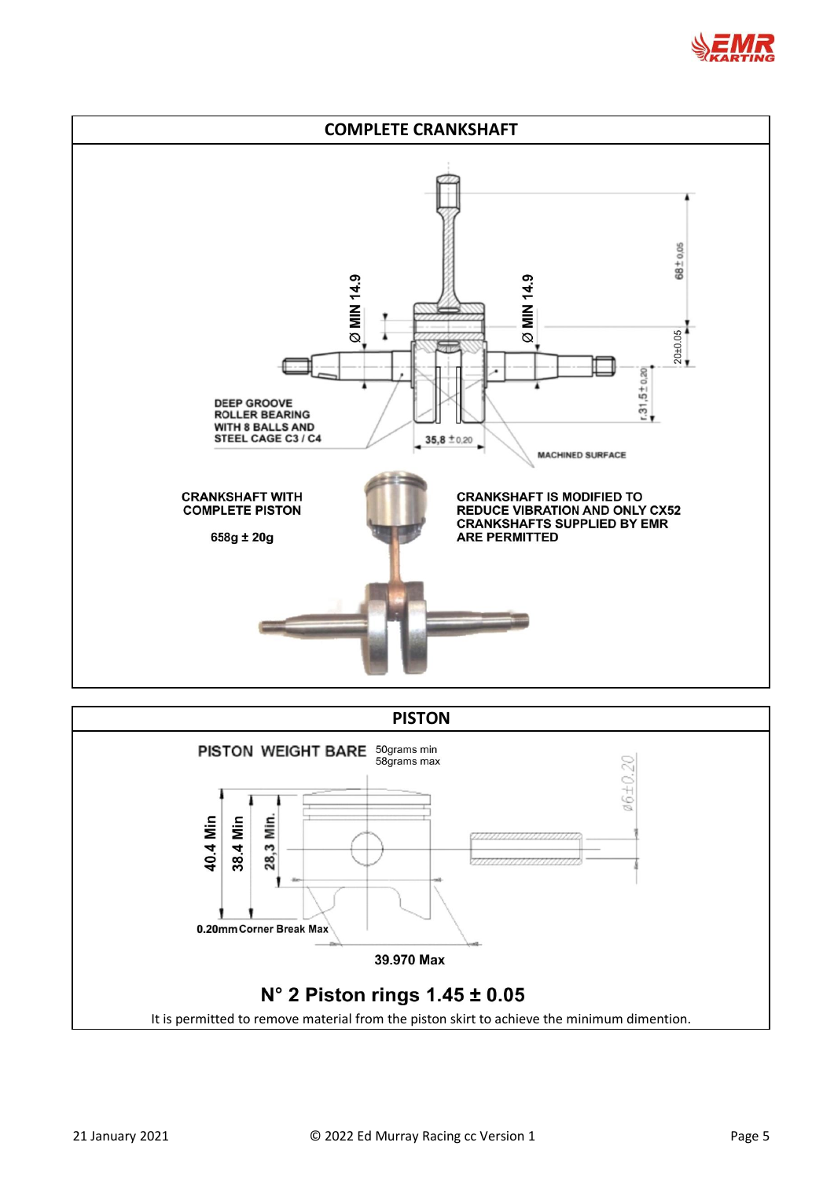## COMPLETE CRANKSHAFT

Ø MIN 14.9

Ø MIN 14.9

68 ± 0.05

20±0.05

r.31,5 ± 0.20

35,8 ± 0.20

DEEP GROOVE ROLLER BEARING WITH 8 BALLS AND STEEL CAGE C3 / C4

MACHINED SURFACE

CRANKSHAFT WITH COMPLETE PISTON

658g ± 20g

CRANKSHAFT IS MODIFIED TO REDUCE VIBRATION AND ONLY CX52 CRANKSHAFTS SUPPLIED BY EMR ARE PERMITTED

## PISTON

PISTON WEIGHT BARE 50grams min 58grams max

ø6±0.20

40.4 Min

38.4 Min

28,3 Min.

0.20mm Corner Break Max

39.970 Max

**N° 2 Piston rings 1.45 ± 0.05**

It is permitted to remove material from the piston skirt to achieve the minimum dimention.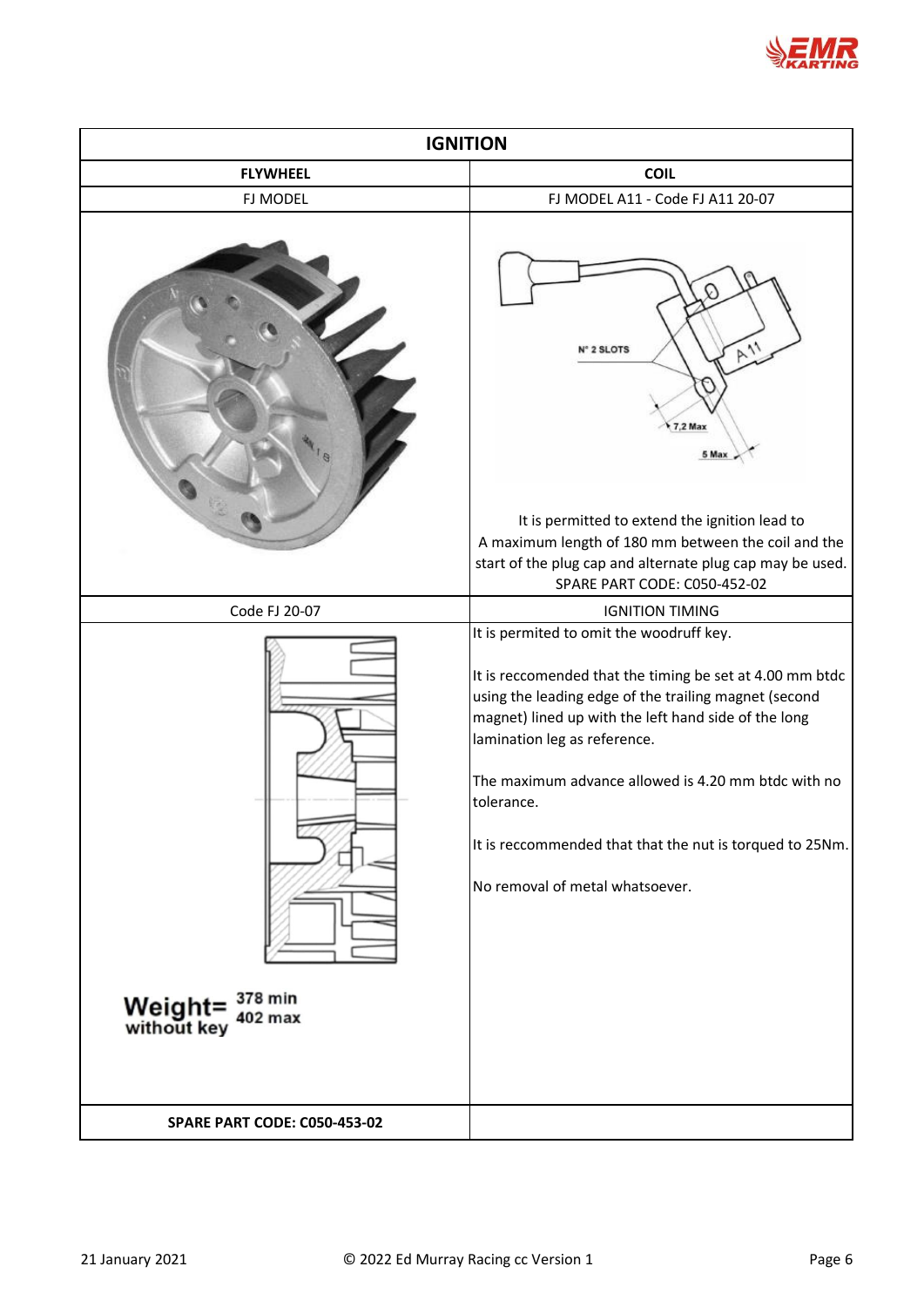| IGNITION | |
|---|---|
| **FLYWHEEL** | **COIL** |
| FJ MODEL | FJ MODEL A11 - Code FJ A11 20-07 |
| | N° 2 SLOTS<br>7,2 Max<br>5 Max<br>It is permitted to extend the ignition lead to A maximum length of 180 mm between the coil and the start of the plug cap and alternate plug cap may be used.<br>SPARE PART CODE: C050-452-02 |
| Code FJ 20-07 | IGNITION TIMING |
| Weight= without key 378 min 402 max | It is permited to omit the woodruff key.<br><br>It is reccomended that the timing be set at 4.00 mm btdc using the leading edge of the trailing magnet (second magnet) lined up with the left hand side of the long lamination leg as reference.<br><br>The maximum advance allowed is 4.20 mm btdc with no tolerance.<br><br>It is reccommended that that the nut is torqued to 25Nm.<br><br>No removal of metal whatsoever. |
| **SPARE PART CODE: C050-453-02** | |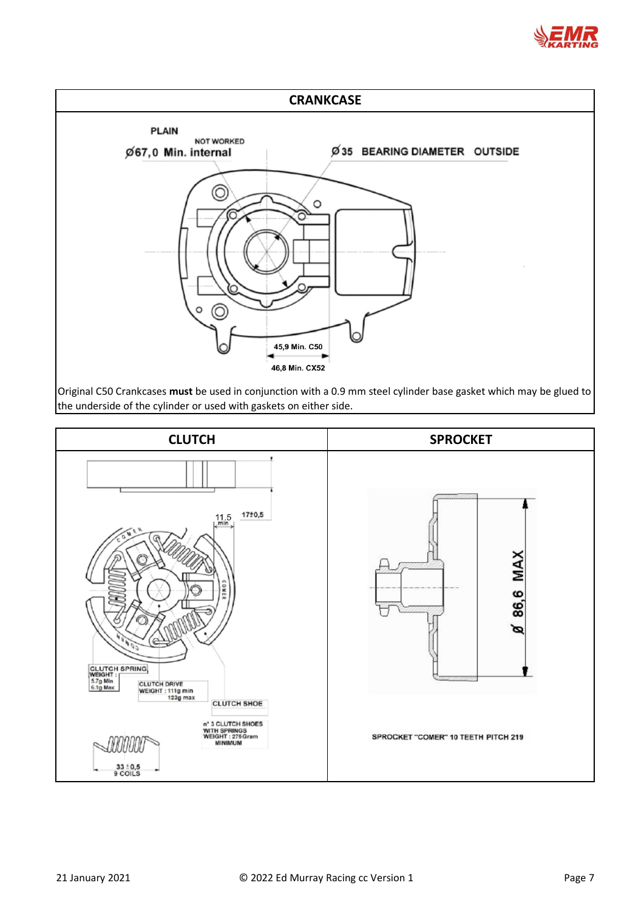## CRANKCASE

PLAIN

NOT WORKED

Ø67,0 Min. internal

Ø35 BEARING DIAMETER OUTSIDE

45,9 Min. C50

46,8 Min. CX52

Original C50 Crankcases **must** be used in conjunction with a 0.9 mm steel cylinder base gasket which may be glued to the underside of the cylinder or used with gaskets on either side.

| CLUTCH | SPROCKET |
| --- | --- |
| 11.5 min; 17±0,5; CLUTCH SPRING WEIGHT: 5.7g Min 6.1g Max; CLUTCH DRIVE WEIGHT: 111g min 123g max; CLUTCH SHOE; n° 3 CLUTCH SHOES WITH SPRINGS WEIGHT: 275 Gram MINIMUM; 33 ± 0,5 9 COILS | Ø 86,6 MAX; SPROCKET "COMER" 10 TEETH PITCH 219 |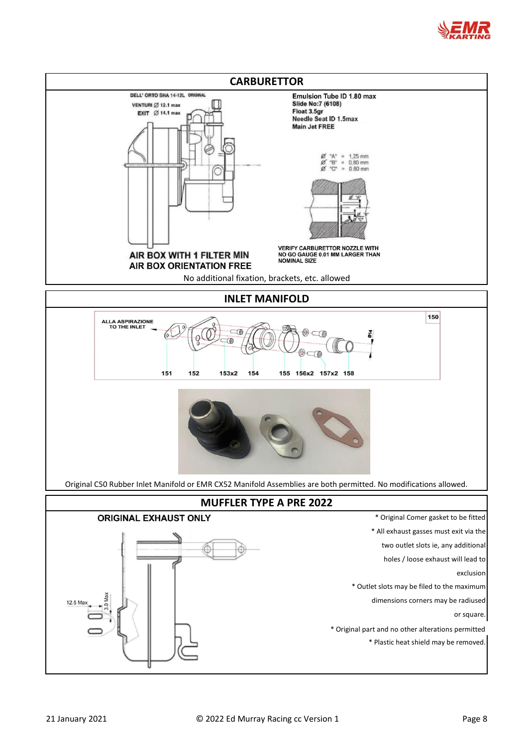## CARBURETTOR

DELL' ORTO SHA 14-12L ORIGINAL

VENTURI Ø 12.1 max

EXIT Ø 14.1 max

**Emulsion Tube ID 1.80 max**
**Slide No:7 (6108)**
**Float 3.5gr**
**Needle Seat ID 1.5max**
**Main Jet FREE**

Ø "A" = 1,25 mm
Ø "B" = 0,80 mm
Ø "C" = 0,80 mm

**VERIFY CARBURETTOR NOZZLE WITH NO GO GAUGE 0.01 MM LARGER THAN NOMINAL SIZE**

**AIR BOX WITH 1 FILTER MIN**
**AIR BOX ORIENTATION FREE**

No additional fixation, brackets, etc. allowed

## INLET MANIFOLD

ALLA ASPIRAZIONE TO THE INLET

150

Ø14

151 152 153x2 154 155 156x2 157x2 158

Original C50 Rubber Inlet Manifold or EMR CX52 Manifold Assemblies are both permitted. No modifications allowed.

## MUFFLER TYPE A PRE 2022

**ORIGINAL EXHAUST ONLY**

12.5 Max

3.0 Max

* Original Comer gasket to be fitted
* All exhaust gasses must exit via the two outlet slots ie, any additional holes / loose exhaust will lead to exclusion
* Outlet slots may be filed to the maximum dimensions corners may be radiused or square.
* Original part and no other alterations permitted
* Plastic heat shield may be removed.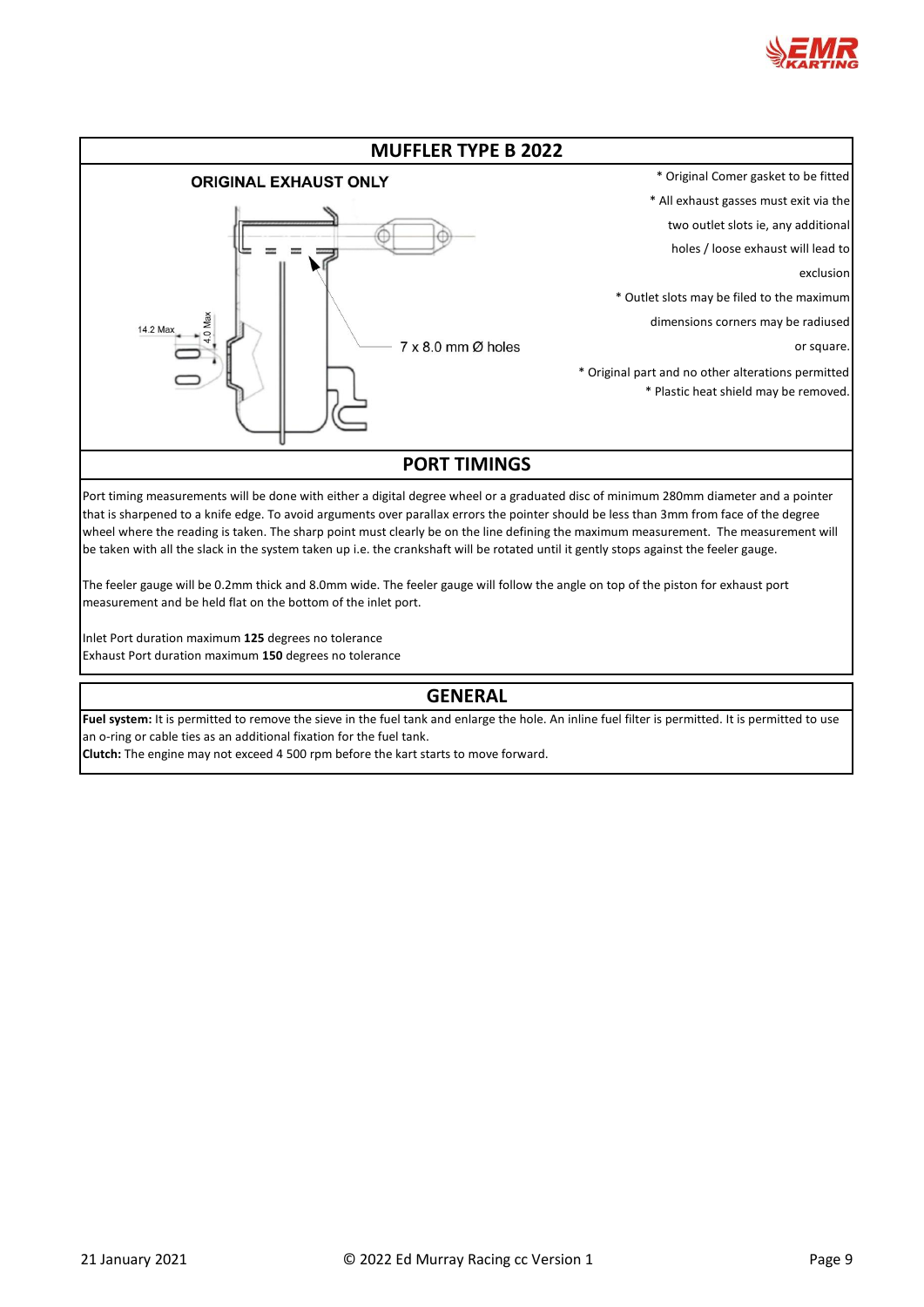## MUFFLER TYPE B 2022

ORIGINAL EXHAUST ONLY

14.2 Max

4.0 Max

7 x 8.0 mm Ø holes

* Original Comer gasket to be fitted
* All exhaust gasses must exit via the two outlet slots ie, any additional holes / loose exhaust will lead to exclusion
* Outlet slots may be filed to the maximum dimensions corners may be radiused or square.
* Original part and no other alterations permitted
* Plastic heat shield may be removed.

## PORT TIMINGS

Port timing measurements will be done with either a digital degree wheel or a graduated disc of minimum 280mm diameter and a pointer that is sharpened to a knife edge. To avoid arguments over parallax errors the pointer should be less than 3mm from face of the degree wheel where the reading is taken. The sharp point must clearly be on the line defining the maximum measurement. The measurement will be taken with all the slack in the system taken up i.e. the crankshaft will be rotated until it gently stops against the feeler gauge.

The feeler gauge will be 0.2mm thick and 8.0mm wide. The feeler gauge will follow the angle on top of the piston for exhaust port measurement and be held flat on the bottom of the inlet port.

Inlet Port duration maximum **125** degrees no tolerance
Exhaust Port duration maximum **150** degrees no tolerance

## GENERAL

**Fuel system:** It is permitted to remove the sieve in the fuel tank and enlarge the hole. An inline fuel filter is permitted. It is permitted to use an o-ring or cable ties as an additional fixation for the fuel tank.
**Clutch:** The engine may not exceed 4 500 rpm before the kart starts to move forward.